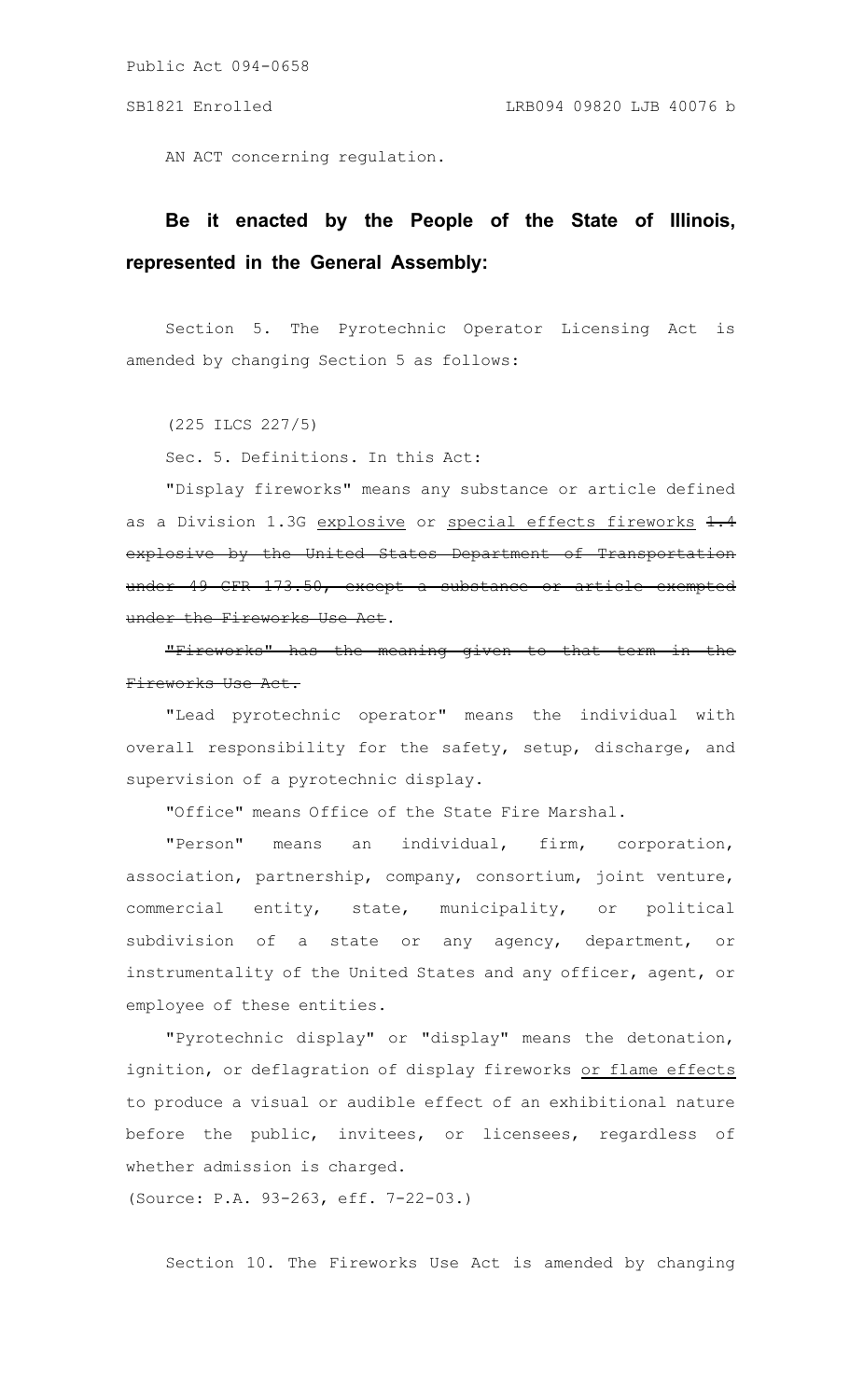AN ACT concerning regulation.

**Be it enacted by the People of the State of Illinois, represented in the General Assembly:**

Section 5. The Pyrotechnic Operator Licensing Act is amended by changing Section 5 as follows:

(225 ILCS 227/5)

Sec. 5. Definitions. In this Act:

"Display fireworks" means any substance or article defined as a Division 1.3G explosive or special effects fireworks ~~1.4 explosive by the United States Department of Transportation under 49 CFR 173.50, except a substance or article exempted under the Fireworks Use Act~~.

~~"Fireworks" has the meaning given to that term in the Fireworks Use Act.~~

"Lead pyrotechnic operator" means the individual with overall responsibility for the safety, setup, discharge, and supervision of a pyrotechnic display.

"Office" means Office of the State Fire Marshal.

"Person" means an individual, firm, corporation, association, partnership, company, consortium, joint venture, commercial entity, state, municipality, or political subdivision of a state or any agency, department, or instrumentality of the United States and any officer, agent, or employee of these entities.

"Pyrotechnic display" or "display" means the detonation, ignition, or deflagration of display fireworks or flame effects to produce a visual or audible effect of an exhibitional nature before the public, invitees, or licensees, regardless of whether admission is charged.

(Source: P.A. 93-263, eff. 7-22-03.)

Section 10. The Fireworks Use Act is amended by changing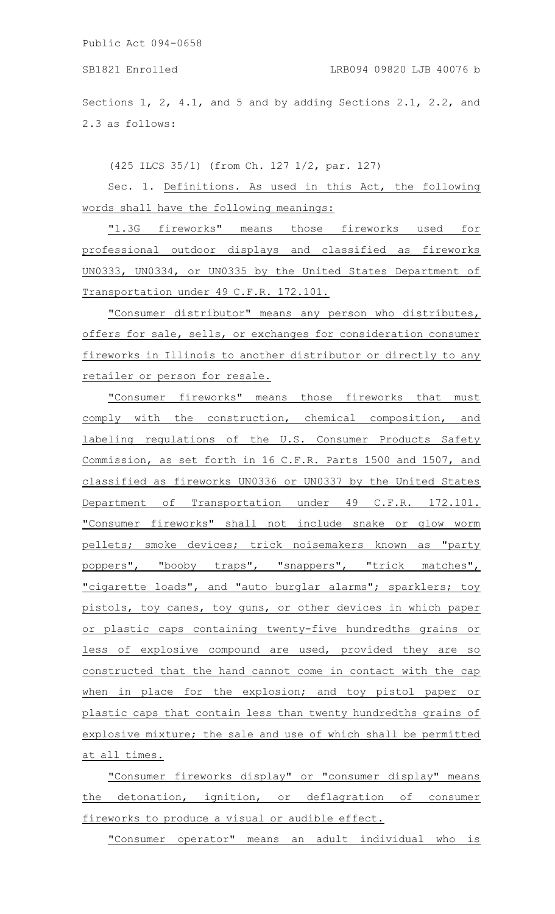Sections 1, 2, 4.1, and 5 and by adding Sections 2.1, 2.2, and 2.3 as follows:

(425 ILCS 35/1) (from Ch. 127 1/2, par. 127)

Sec. 1. Definitions. As used in this Act, the following words shall have the following meanings:

"1.3G fireworks" means those fireworks used for professional outdoor displays and classified as fireworks UN0333, UN0334, or UN0335 by the United States Department of Transportation under 49 C.F.R. 172.101.

"Consumer distributor" means any person who distributes, offers for sale, sells, or exchanges for consideration consumer fireworks in Illinois to another distributor or directly to any retailer or person for resale.

"Consumer fireworks" means those fireworks that must comply with the construction, chemical composition, and labeling regulations of the U.S. Consumer Products Safety Commission, as set forth in 16 C.F.R. Parts 1500 and 1507, and classified as fireworks UN0336 or UN0337 by the United States Department of Transportation under 49 C.F.R. 172.101. "Consumer fireworks" shall not include snake or glow worm pellets; smoke devices; trick noisemakers known as "party poppers", "booby traps", "snappers", "trick matches", "cigarette loads", and "auto burglar alarms"; sparklers; toy pistols, toy canes, toy guns, or other devices in which paper or plastic caps containing twenty-five hundredths grains or less of explosive compound are used, provided they are so constructed that the hand cannot come in contact with the cap when in place for the explosion; and toy pistol paper or plastic caps that contain less than twenty hundredths grains of explosive mixture; the sale and use of which shall be permitted at all times.

"Consumer fireworks display" or "consumer display" means the detonation, ignition, or deflagration of consumer fireworks to produce a visual or audible effect.

"Consumer operator" means an adult individual who is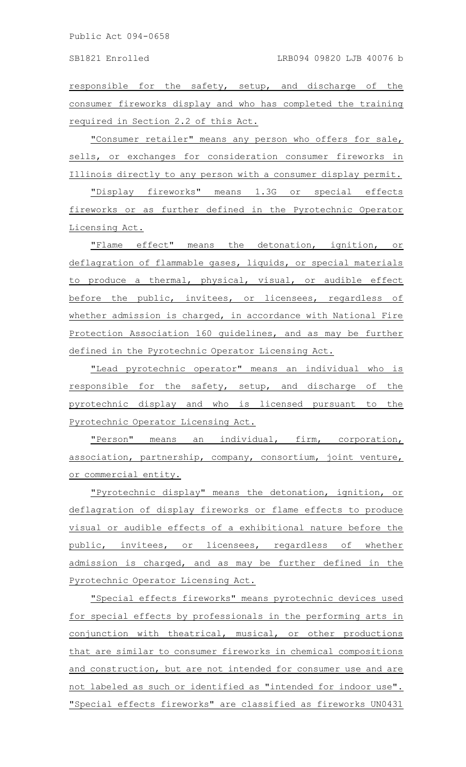responsible for the safety, setup, and discharge of the consumer fireworks display and who has completed the training required in Section 2.2 of this Act.

"Consumer retailer" means any person who offers for sale, sells, or exchanges for consideration consumer fireworks in Illinois directly to any person with a consumer display permit.

"Display fireworks" means 1.3G or special effects fireworks or as further defined in the Pyrotechnic Operator Licensing Act.

"Flame effect" means the detonation, ignition, or deflagration of flammable gases, liquids, or special materials to produce a thermal, physical, visual, or audible effect before the public, invitees, or licensees, regardless of whether admission is charged, in accordance with National Fire Protection Association 160 guidelines, and as may be further defined in the Pyrotechnic Operator Licensing Act.

"Lead pyrotechnic operator" means an individual who is responsible for the safety, setup, and discharge of the pyrotechnic display and who is licensed pursuant to the Pyrotechnic Operator Licensing Act.

"Person" means an individual, firm, corporation, association, partnership, company, consortium, joint venture, or commercial entity.

"Pyrotechnic display" means the detonation, ignition, or deflagration of display fireworks or flame effects to produce visual or audible effects of a exhibitional nature before the public, invitees, or licensees, regardless of whether admission is charged, and as may be further defined in the Pyrotechnic Operator Licensing Act.

"Special effects fireworks" means pyrotechnic devices used for special effects by professionals in the performing arts in conjunction with theatrical, musical, or other productions that are similar to consumer fireworks in chemical compositions and construction, but are not intended for consumer use and are not labeled as such or identified as "intended for indoor use". "Special effects fireworks" are classified as fireworks UN0431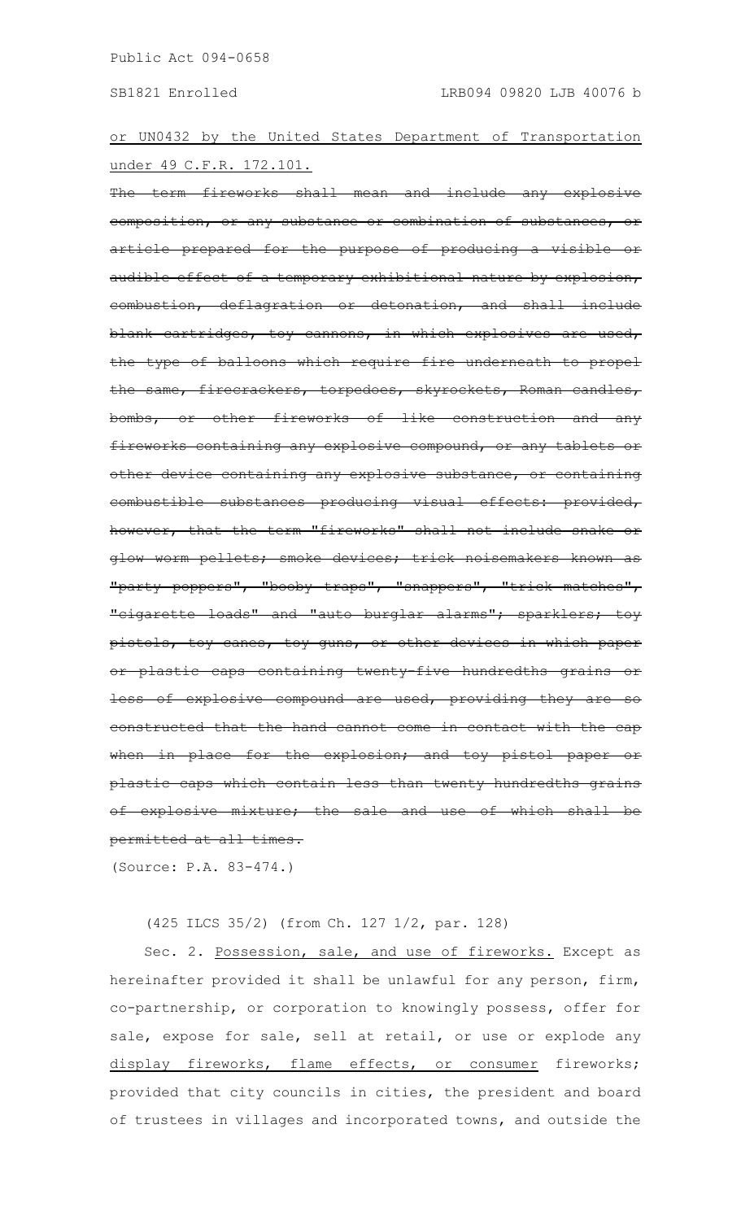or UN0432 by the United States Department of Transportation under 49 C.F.R. 172.101.

~~The term fireworks shall mean and include any explosive composition, or any substance or combination of substances, or article prepared for the purpose of producing a visible or audible effect of a temporary exhibitional nature by explosion, combustion, deflagration or detonation, and shall include blank cartridges, toy cannons, in which explosives are used, the type of balloons which require fire underneath to propel the same, firecrackers, torpedoes, skyrockets, Roman candles, bombs, or other fireworks of like construction and any fireworks containing any explosive compound, or any tablets or other device containing any explosive substance, or containing combustible substances producing visual effects: provided, however, that the term "fireworks" shall not include snake or glow worm pellets; smoke devices; trick noisemakers known as "party poppers", "booby traps", "snappers", "trick matches", "cigarette loads" and "auto burglar alarms"; sparklers; toy pistols, toy canes, toy guns, or other devices in which paper or plastic caps containing twenty-five hundredths grains or less of explosive compound are used, providing they are so constructed that the hand cannot come in contact with the cap when in place for the explosion; and toy pistol paper or plastic caps which contain less than twenty hundredths grains of explosive mixture; the sale and use of which shall be permitted at all times.~~

(Source: P.A. 83-474.)

(425 ILCS 35/2) (from Ch. 127 1/2, par. 128)

Sec. 2. Possession, sale, and use of fireworks. Except as hereinafter provided it shall be unlawful for any person, firm, co-partnership, or corporation to knowingly possess, offer for sale, expose for sale, sell at retail, or use or explode any display fireworks, flame effects, or consumer fireworks; provided that city councils in cities, the president and board of trustees in villages and incorporated towns, and outside the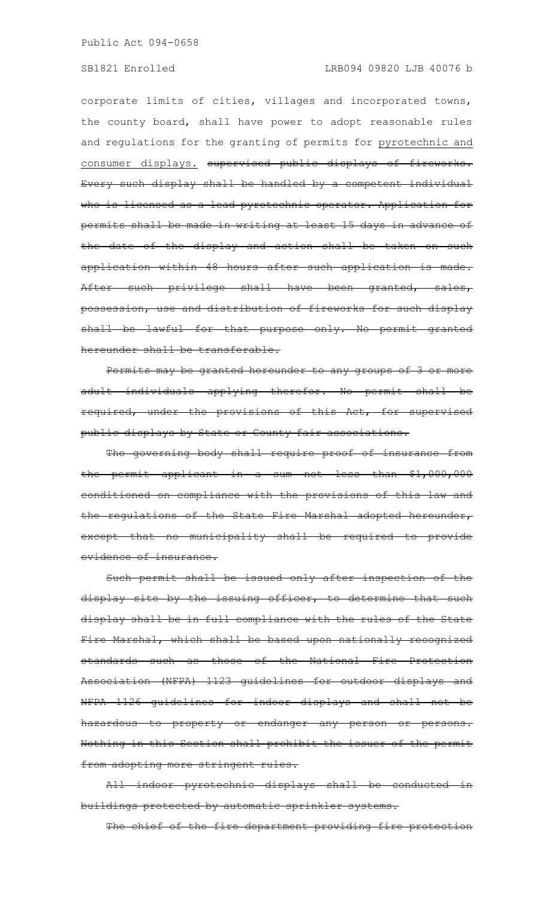corporate limits of cities, villages and incorporated towns, the county board, shall have power to adopt reasonable rules and regulations for the granting of permits for <u>pyrotechnic and consumer displays.</u> ~~supervised public displays of fireworks. Every such display shall be handled by a competent individual who is licensed as a lead pyrotechnic operator. Application for permits shall be made in writing at least 15 days in advance of the date of the display and action shall be taken on such application within 48 hours after such application is made. After such privilege shall have been granted, sales, possession, use and distribution of fireworks for such display shall be lawful for that purpose only. No permit granted hereunder shall be transferable.~~

~~Permits may be granted hereunder to any groups of 3 or more adult individuals applying therefor. No permit shall be required, under the provisions of this Act, for supervised public displays by State or County fair associations.~~

~~The governing body shall require proof of insurance from the permit applicant in a sum not less than $1,000,000 conditioned on compliance with the provisions of this law and the regulations of the State Fire Marshal adopted hereunder, except that no municipality shall be required to provide evidence of insurance.~~

~~Such permit shall be issued only after inspection of the display site by the issuing officer, to determine that such display shall be in full compliance with the rules of the State Fire Marshal, which shall be based upon nationally recognized standards such as those of the National Fire Protection Association (NFPA) 1123 guidelines for outdoor displays and NFPA 1126 guidelines for indoor displays and shall not be hazardous to property or endanger any person or persons. Nothing in this Section shall prohibit the issuer of the permit from adopting more stringent rules.~~

~~All indoor pyrotechnic displays shall be conducted in buildings protected by automatic sprinkler systems.~~

~~The chief of the fire department providing fire protection~~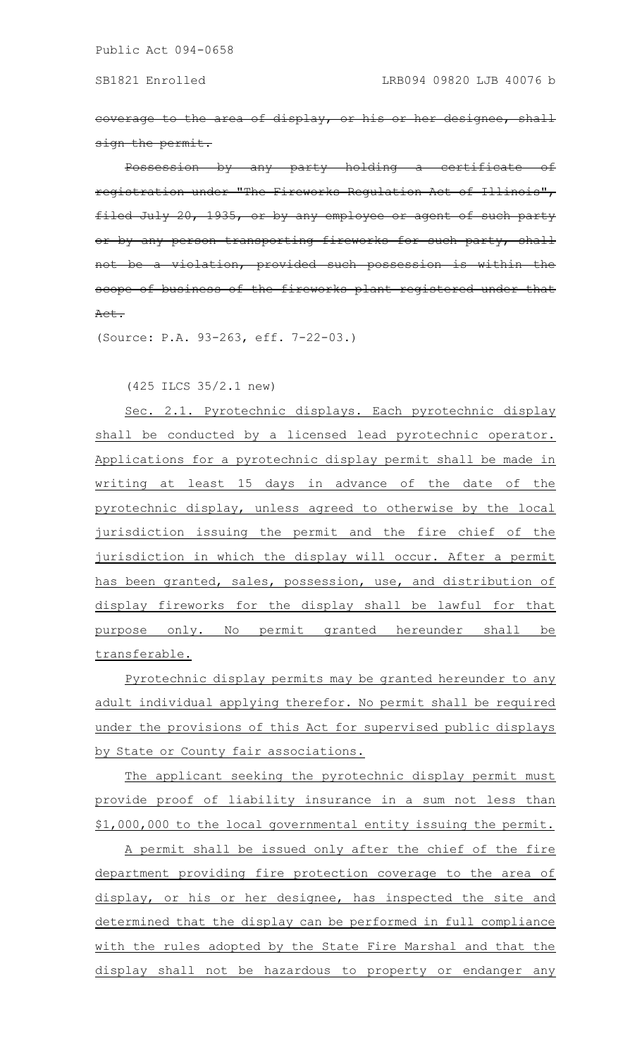~~coverage to the area of display, or his or her designee, shall sign the permit.~~

~~Possession by any party holding a certificate of registration under "The Fireworks Regulation Act of Illinois", filed July 20, 1935, or by any employee or agent of such party or by any person transporting fireworks for such party, shall not be a violation, provided such possession is within the scope of business of the fireworks plant registered under that Act.~~

(Source: P.A. 93-263, eff. 7-22-03.)

(425 ILCS 35/2.1 new)

Sec. 2.1. Pyrotechnic displays. Each pyrotechnic display shall be conducted by a licensed lead pyrotechnic operator. Applications for a pyrotechnic display permit shall be made in writing at least 15 days in advance of the date of the pyrotechnic display, unless agreed to otherwise by the local jurisdiction issuing the permit and the fire chief of the jurisdiction in which the display will occur. After a permit has been granted, sales, possession, use, and distribution of display fireworks for the display shall be lawful for that purpose only. No permit granted hereunder shall be transferable.

Pyrotechnic display permits may be granted hereunder to any adult individual applying therefor. No permit shall be required under the provisions of this Act for supervised public displays by State or County fair associations.

The applicant seeking the pyrotechnic display permit must provide proof of liability insurance in a sum not less than $1,000,000 to the local governmental entity issuing the permit.

A permit shall be issued only after the chief of the fire department providing fire protection coverage to the area of display, or his or her designee, has inspected the site and determined that the display can be performed in full compliance with the rules adopted by the State Fire Marshal and that the display shall not be hazardous to property or endanger any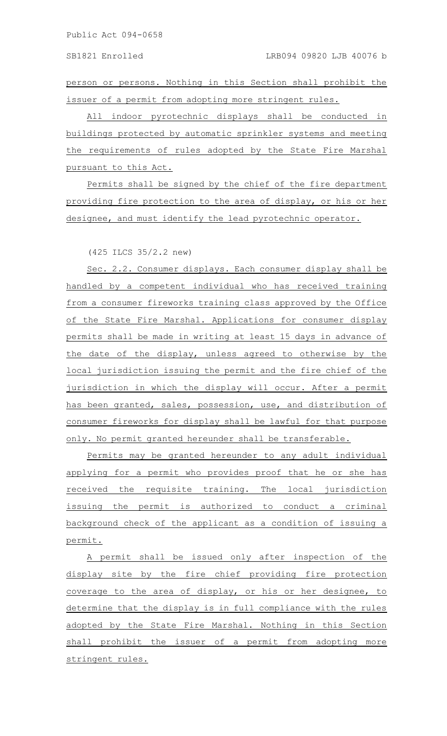person or persons. Nothing in this Section shall prohibit the issuer of a permit from adopting more stringent rules.

All indoor pyrotechnic displays shall be conducted in buildings protected by automatic sprinkler systems and meeting the requirements of rules adopted by the State Fire Marshal pursuant to this Act.

Permits shall be signed by the chief of the fire department providing fire protection to the area of display, or his or her designee, and must identify the lead pyrotechnic operator.

(425 ILCS 35/2.2 new)

Sec. 2.2. Consumer displays. Each consumer display shall be handled by a competent individual who has received training from a consumer fireworks training class approved by the Office of the State Fire Marshal. Applications for consumer display permits shall be made in writing at least 15 days in advance of the date of the display, unless agreed to otherwise by the local jurisdiction issuing the permit and the fire chief of the jurisdiction in which the display will occur. After a permit has been granted, sales, possession, use, and distribution of consumer fireworks for display shall be lawful for that purpose only. No permit granted hereunder shall be transferable.

Permits may be granted hereunder to any adult individual applying for a permit who provides proof that he or she has received the requisite training. The local jurisdiction issuing the permit is authorized to conduct a criminal background check of the applicant as a condition of issuing a permit.

A permit shall be issued only after inspection of the display site by the fire chief providing fire protection coverage to the area of display, or his or her designee, to determine that the display is in full compliance with the rules adopted by the State Fire Marshal. Nothing in this Section shall prohibit the issuer of a permit from adopting more stringent rules.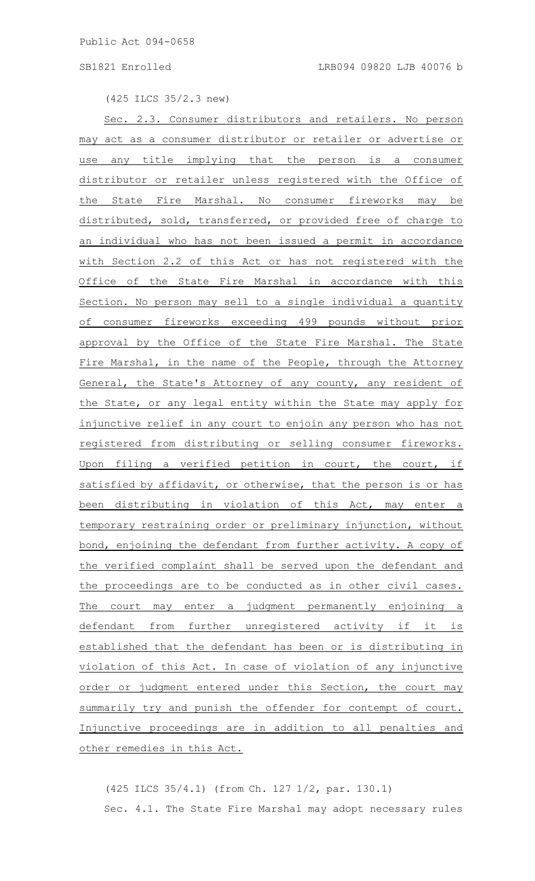(425 ILCS 35/2.3 new)

Sec. 2.3. Consumer distributors and retailers. No person may act as a consumer distributor or retailer or advertise or use any title implying that the person is a consumer distributor or retailer unless registered with the Office of the State Fire Marshal. No consumer fireworks may be distributed, sold, transferred, or provided free of charge to an individual who has not been issued a permit in accordance with Section 2.2 of this Act or has not registered with the Office of the State Fire Marshal in accordance with this Section. No person may sell to a single individual a quantity of consumer fireworks exceeding 499 pounds without prior approval by the Office of the State Fire Marshal. The State Fire Marshal, in the name of the People, through the Attorney General, the State's Attorney of any county, any resident of the State, or any legal entity within the State may apply for injunctive relief in any court to enjoin any person who has not registered from distributing or selling consumer fireworks. Upon filing a verified petition in court, the court, if satisfied by affidavit, or otherwise, that the person is or has been distributing in violation of this Act, may enter a temporary restraining order or preliminary injunction, without bond, enjoining the defendant from further activity. A copy of the verified complaint shall be served upon the defendant and the proceedings are to be conducted as in other civil cases. The court may enter a judgment permanently enjoining a defendant from further unregistered activity if it is established that the defendant has been or is distributing in violation of this Act. In case of violation of any injunctive order or judgment entered under this Section, the court may summarily try and punish the offender for contempt of court. Injunctive proceedings are in addition to all penalties and other remedies in this Act.

(425 ILCS 35/4.1) (from Ch. 127 1/2, par. 130.1)

Sec. 4.1. The State Fire Marshal may adopt necessary rules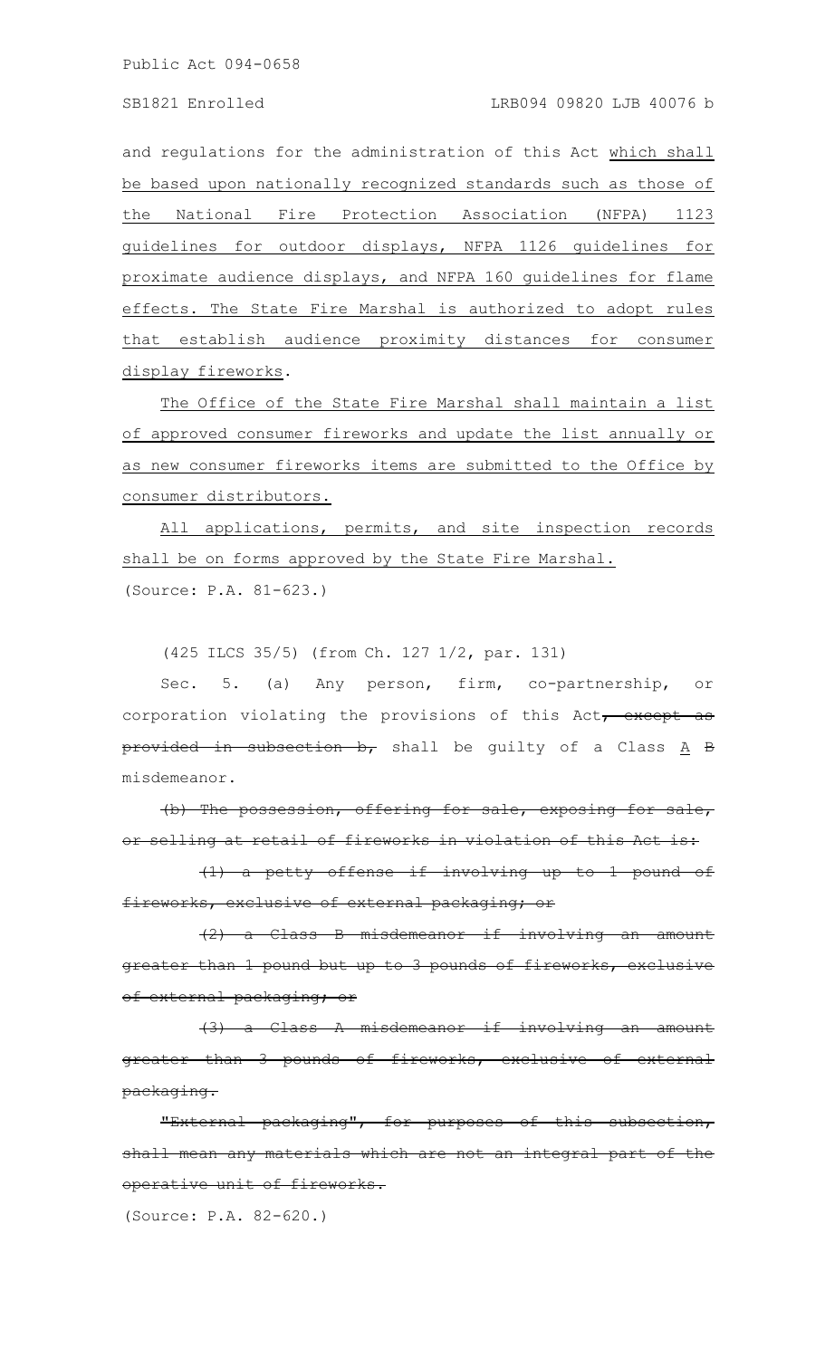and regulations for the administration of this Act which shall be based upon nationally recognized standards such as those of the National Fire Protection Association (NFPA) 1123 guidelines for outdoor displays, NFPA 1126 guidelines for proximate audience displays, and NFPA 160 guidelines for flame effects. The State Fire Marshal is authorized to adopt rules that establish audience proximity distances for consumer display fireworks.

The Office of the State Fire Marshal shall maintain a list of approved consumer fireworks and update the list annually or as new consumer fireworks items are submitted to the Office by consumer distributors.

All applications, permits, and site inspection records shall be on forms approved by the State Fire Marshal.

(Source: P.A. 81-623.)

(425 ILCS 35/5) (from Ch. 127 1/2, par. 131)

Sec. 5. (a) Any person, firm, co-partnership, or corporation violating the provisions of this Act, except as provided in subsection b, shall be guilty of a Class A B misdemeanor.

(b) The possession, offering for sale, exposing for sale, or selling at retail of fireworks in violation of this Act is:

(1) a petty offense if involving up to 1 pound of fireworks, exclusive of external packaging; or

(2) a Class B misdemeanor if involving an amount greater than 1 pound but up to 3 pounds of fireworks, exclusive of external packaging; or

(3) a Class A misdemeanor if involving an amount greater than 3 pounds of fireworks, exclusive of external packaging.

"External packaging", for purposes of this subsection, shall mean any materials which are not an integral part of the operative unit of fireworks.

(Source: P.A. 82-620.)